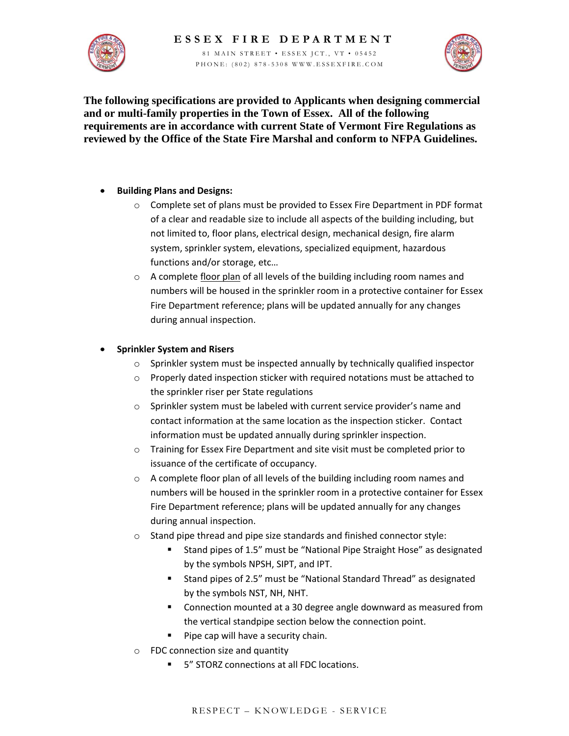# ESSEX FIRE DEPARTMENT

81 MAIN STREET • ESSEX JCT., VT • 05452
PHONE: (802) 878-5308 WWW.ESSEXFIRE.COM

**The following specifications are provided to Applicants when designing commercial and or multi-family properties in the Town of Essex. All of the following requirements are in accordance with current State of Vermont Fire Regulations as reviewed by the Office of the State Fire Marshal and conform to NFPA Guidelines.**

- **Building Plans and Designs:**
  - Complete set of plans must be provided to Essex Fire Department in PDF format of a clear and readable size to include all aspects of the building including, but not limited to, floor plans, electrical design, mechanical design, fire alarm system, sprinkler system, elevations, specialized equipment, hazardous functions and/or storage, etc…
  - A complete floor plan of all levels of the building including room names and numbers will be housed in the sprinkler room in a protective container for Essex Fire Department reference; plans will be updated annually for any changes during annual inspection.

- **Sprinkler System and Risers**
  - Sprinkler system must be inspected annually by technically qualified inspector
  - Properly dated inspection sticker with required notations must be attached to the sprinkler riser per State regulations
  - Sprinkler system must be labeled with current service provider's name and contact information at the same location as the inspection sticker. Contact information must be updated annually during sprinkler inspection.
  - Training for Essex Fire Department and site visit must be completed prior to issuance of the certificate of occupancy.
  - A complete floor plan of all levels of the building including room names and numbers will be housed in the sprinkler room in a protective container for Essex Fire Department reference; plans will be updated annually for any changes during annual inspection.
  - Stand pipe thread and pipe size standards and finished connector style:
    - Stand pipes of 1.5" must be "National Pipe Straight Hose" as designated by the symbols NPSH, SIPT, and IPT.
    - Stand pipes of 2.5" must be "National Standard Thread" as designated by the symbols NST, NH, NHT.
    - Connection mounted at a 30 degree angle downward as measured from the vertical standpipe section below the connection point.
    - Pipe cap will have a security chain.
  - FDC connection size and quantity
    - 5" STORZ connections at all FDC locations.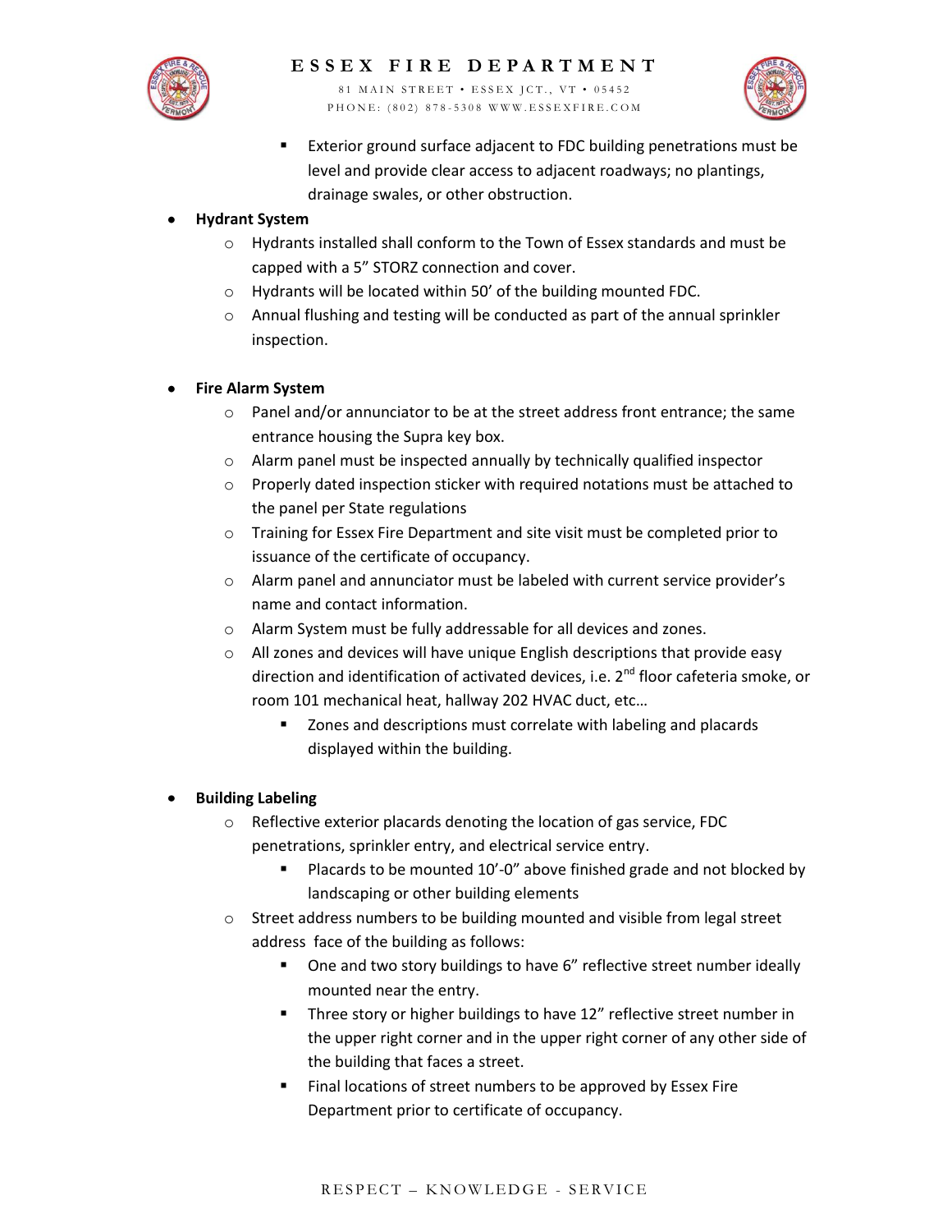- Exterior ground surface adjacent to FDC building penetrations must be level and provide clear access to adjacent roadways; no plantings, drainage swales, or other obstruction.

- **Hydrant System**
    - Hydrants installed shall conform to the Town of Essex standards and must be capped with a 5" STORZ connection and cover.
    - Hydrants will be located within 50' of the building mounted FDC.
    - Annual flushing and testing will be conducted as part of the annual sprinkler inspection.

- **Fire Alarm System**
    - Panel and/or annunciator to be at the street address front entrance; the same entrance housing the Supra key box.
    - Alarm panel must be inspected annually by technically qualified inspector
    - Properly dated inspection sticker with required notations must be attached to the panel per State regulations
    - Training for Essex Fire Department and site visit must be completed prior to issuance of the certificate of occupancy.
    - Alarm panel and annunciator must be labeled with current service provider's name and contact information.
    - Alarm System must be fully addressable for all devices and zones.
    - All zones and devices will have unique English descriptions that provide easy direction and identification of activated devices, i.e. 2nd floor cafeteria smoke, or room 101 mechanical heat, hallway 202 HVAC duct, etc…
        - Zones and descriptions must correlate with labeling and placards displayed within the building.

- **Building Labeling**
    - Reflective exterior placards denoting the location of gas service, FDC penetrations, sprinkler entry, and electrical service entry.
        - Placards to be mounted 10'-0" above finished grade and not blocked by landscaping or other building elements
    - Street address numbers to be building mounted and visible from legal street address face of the building as follows:
        - One and two story buildings to have 6" reflective street number ideally mounted near the entry.
        - Three story or higher buildings to have 12" reflective street number in the upper right corner and in the upper right corner of any other side of the building that faces a street.
        - Final locations of street numbers to be approved by Essex Fire Department prior to certificate of occupancy.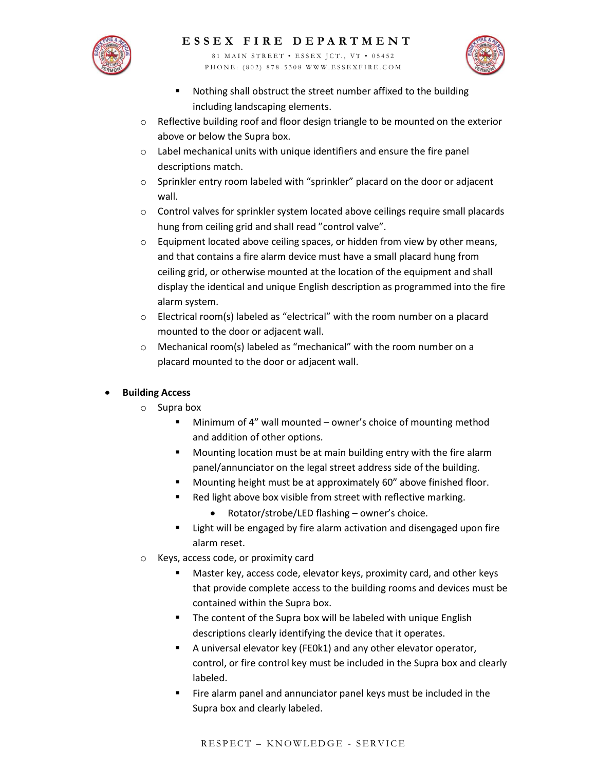- Nothing shall obstruct the street number affixed to the building including landscaping elements.
    - Reflective building roof and floor design triangle to be mounted on the exterior above or below the Supra box.
    - Label mechanical units with unique identifiers and ensure the fire panel descriptions match.
    - Sprinkler entry room labeled with "sprinkler" placard on the door or adjacent wall.
    - Control valves for sprinkler system located above ceilings require small placards hung from ceiling grid and shall read "control valve".
    - Equipment located above ceiling spaces, or hidden from view by other means, and that contains a fire alarm device must have a small placard hung from ceiling grid, or otherwise mounted at the location of the equipment and shall display the identical and unique English description as programmed into the fire alarm system.
    - Electrical room(s) labeled as "electrical" with the room number on a placard mounted to the door or adjacent wall.
    - Mechanical room(s) labeled as "mechanical" with the room number on a placard mounted to the door or adjacent wall.

- **Building Access**
    - Supra box
        - Minimum of 4" wall mounted – owner's choice of mounting method and addition of other options.
        - Mounting location must be at main building entry with the fire alarm panel/annunciator on the legal street address side of the building.
        - Mounting height must be at approximately 60" above finished floor.
        - Red light above box visible from street with reflective marking.
            - Rotator/strobe/LED flashing – owner's choice.
        - Light will be engaged by fire alarm activation and disengaged upon fire alarm reset.
    - Keys, access code, or proximity card
        - Master key, access code, elevator keys, proximity card, and other keys that provide complete access to the building rooms and devices must be contained within the Supra box.
        - The content of the Supra box will be labeled with unique English descriptions clearly identifying the device that it operates.
        - A universal elevator key (FE0k1) and any other elevator operator, control, or fire control key must be included in the Supra box and clearly labeled.
        - Fire alarm panel and annunciator panel keys must be included in the Supra box and clearly labeled.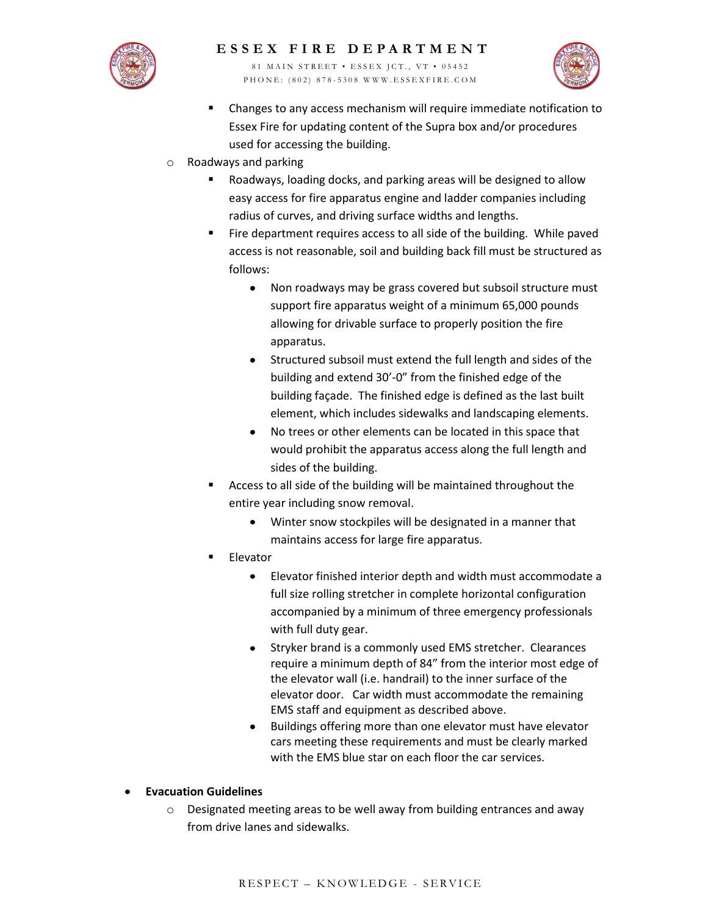- Changes to any access mechanism will require immediate notification to Essex Fire for updating content of the Supra box and/or procedures used for accessing the building.
    - Roadways and parking
        - Roadways, loading docks, and parking areas will be designed to allow easy access for fire apparatus engine and ladder companies including radius of curves, and driving surface widths and lengths.
        - Fire department requires access to all side of the building. While paved access is not reasonable, soil and building back fill must be structured as follows:
            - Non roadways may be grass covered but subsoil structure must support fire apparatus weight of a minimum 65,000 pounds allowing for drivable surface to properly position the fire apparatus.
            - Structured subsoil must extend the full length and sides of the building and extend 30'-0" from the finished edge of the building façade. The finished edge is defined as the last built element, which includes sidewalks and landscaping elements.
            - No trees or other elements can be located in this space that would prohibit the apparatus access along the full length and sides of the building.
        - Access to all side of the building will be maintained throughout the entire year including snow removal.
            - Winter snow stockpiles will be designated in a manner that maintains access for large fire apparatus.
        - Elevator
            - Elevator finished interior depth and width must accommodate a full size rolling stretcher in complete horizontal configuration accompanied by a minimum of three emergency professionals with full duty gear.
            - Stryker brand is a commonly used EMS stretcher. Clearances require a minimum depth of 84" from the interior most edge of the elevator wall (i.e. handrail) to the inner surface of the elevator door. Car width must accommodate the remaining EMS staff and equipment as described above.
            - Buildings offering more than one elevator must have elevator cars meeting these requirements and must be clearly marked with the EMS blue star on each floor the car services.

- **Evacuation Guidelines**
    - Designated meeting areas to be well away from building entrances and away from drive lanes and sidewalks.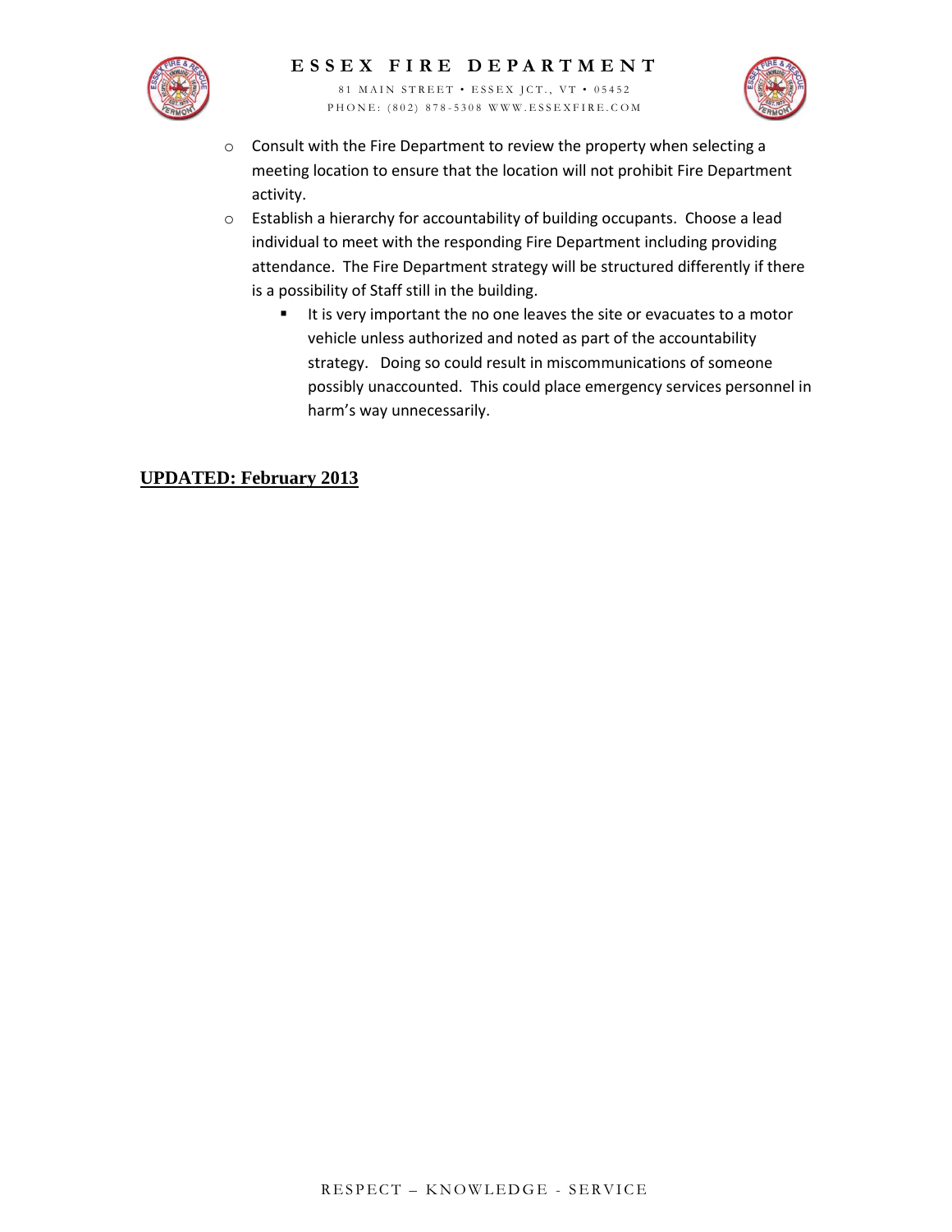- Consult with the Fire Department to review the property when selecting a meeting location to ensure that the location will not prohibit Fire Department activity.
- Establish a hierarchy for accountability of building occupants. Choose a lead individual to meet with the responding Fire Department including providing attendance. The Fire Department strategy will be structured differently if there is a possibility of Staff still in the building.
    - It is very important the no one leaves the site or evacuates to a motor vehicle unless authorized and noted as part of the accountability strategy. Doing so could result in miscommunications of someone possibly unaccounted. This could place emergency services personnel in harm's way unnecessarily.

**UPDATED: February 2013**